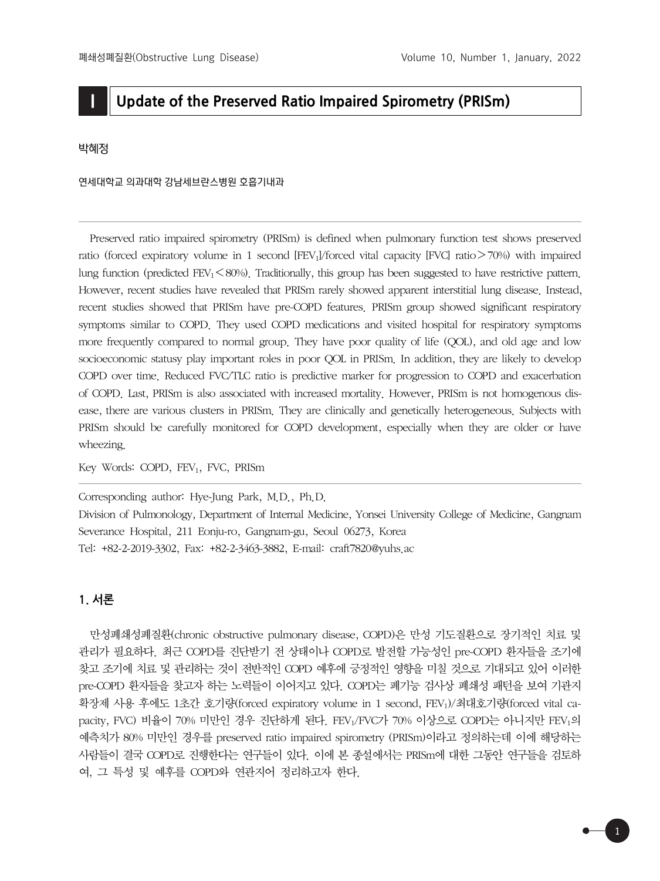# Update of the Preserved Ratio Impaired Spirometry (PRISm)

**박혜정**

연세대학교 의과대학 강남세브란스병원 호흡기내과

---

Preserved ratio impaired spirometry (PRISm) is defined when pulmonary function test shows preserved ratio (forced expiratory volume in 1 second [$FEV_1$]/forced vital capacity [FVC] ratio > 70%) with impaired lung function (predicted $FEV_1$ < 80%). Traditionally, this group has been suggested to have restrictive pattern. However, recent studies have revealed that PRISm rarely showed apparent interstitial lung disease. Instead, recent studies showed that PRISm have pre-COPD features. PRISm group showed significant respiratory symptoms similar to COPD. They used COPD medications and visited hospital for respiratory symptoms more frequently compared to normal group. They have poor quality of life (QOL), and old age and low socioeconomic statusy play important roles in poor QOL in PRISm. In addition, they are likely to develop COPD over time. Reduced FVC/TLC ratio is predictive marker for progression to COPD and exacerbation of COPD. Last, PRISm is also associated with increased mortality. However, PRISm is not homogenous disease, there are various clusters in PRISm. They are clinically and genetically heterogeneous. Subjects with PRISm should be carefully monitored for COPD development, especially when they are older or have wheezing.

Key Words: COPD, $FEV_1$, FVC, PRISm

---

Corresponding author: Hye-Jung Park, M.D., Ph.D.
Division of Pulmonology, Department of Internal Medicine, Yonsei University College of Medicine, Gangnam Severance Hospital, 211 Eonju-ro, Gangnam-gu, Seoul 06273, Korea
Tel: +82-2-2019-3302, Fax: +82-2-3463-3882, E-mail: craft7820@yuhs.ac

## 1. 서론

만성폐쇄성폐질환(chronic obstructive pulmonary disease, COPD)은 만성 기도질환으로 장기적인 치료 및 관리가 필요하다. 최근 COPD를 진단받기 전 상태이나 COPD로 발전할 가능성인 pre-COPD 환자들을 조기에 찾고 조기에 치료 및 관리하는 것이 전반적인 COPD 예후에 긍정적인 영향을 미칠 것으로 기대되고 있어 이러한 pre-COPD 환자들을 찾고자 하는 노력들이 이어지고 있다. COPD는 폐기능 검사상 폐쇄성 패턴을 보여 기관지 확장제 사용 후에도 1초간 호기량(forced expiratory volume in 1 second, $FEV_1$)/최대호기량(forced vital capacity, FVC) 비율이 70% 미만인 경우 진단하게 된다. $FEV_1$/FVC가 70% 이상으로 COPD는 아니지만 $FEV_1$의 예측치가 80% 미만인 경우를 preserved ratio impaired spirometry (PRISm)이라고 정의하는데 이에 해당하는 사람들이 결국 COPD로 진행한다는 연구들이 있다. 이에 본 종설에서는 PRISm에 대한 그동안 연구들을 검토하여, 그 특성 및 예후를 COPD와 연관지어 정리하고자 한다.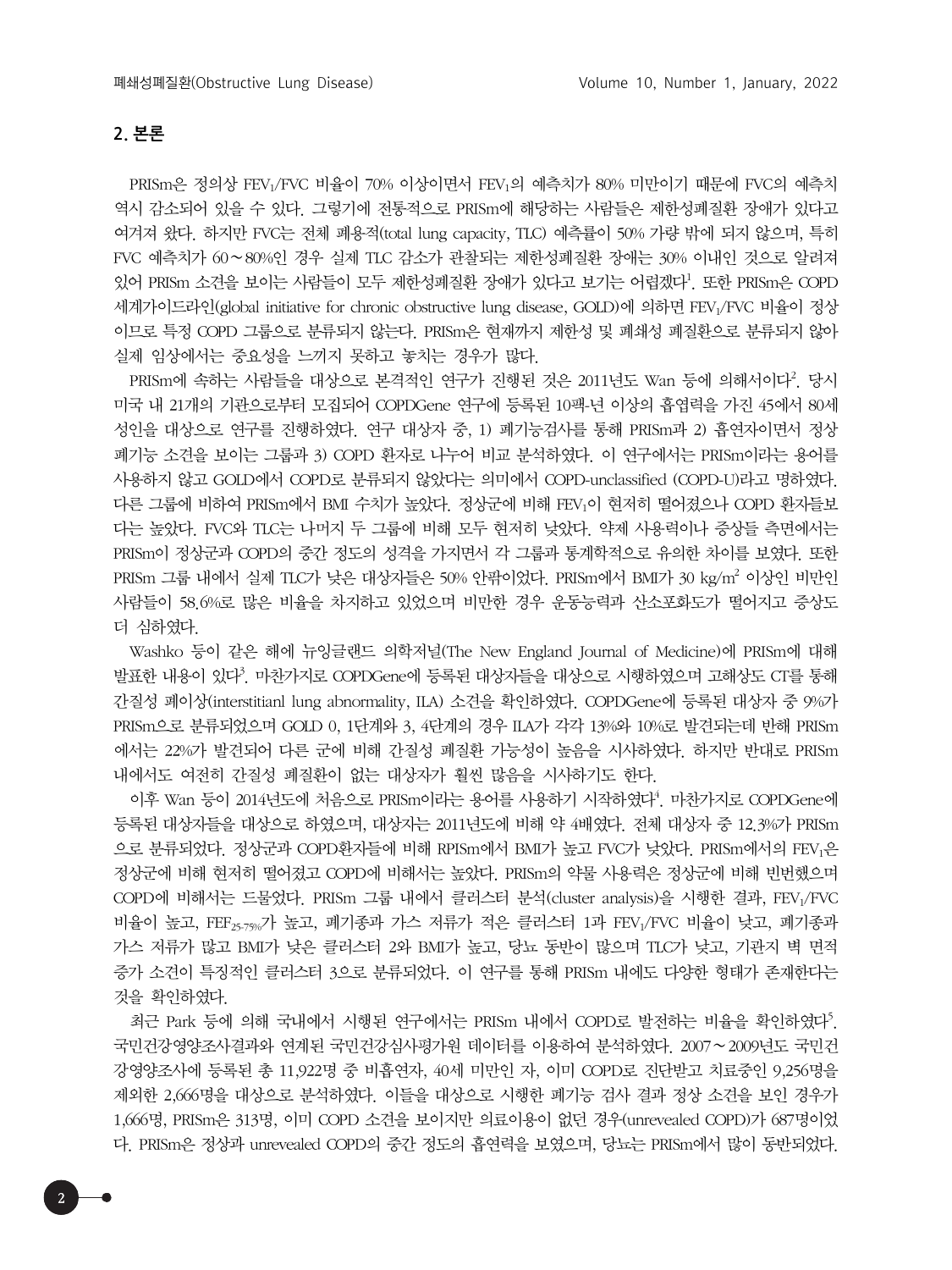## 2. 본론

PRISm은 정의상 $FEV_1/FVC$ 비율이 70% 이상이면서 $FEV_1$의 예측치가 80% 미만이기 때문에 FVC의 예측치 역시 감소되어 있을 수 있다. 그렇기에 전통적으로 PRISm에 해당하는 사람들은 제한성폐질환 장애가 있다고 여겨져 왔다. 하지만 FVC는 전체 폐용적(total lung capacity, TLC) 예측률이 50% 가량 밖에 되지 않으며, 특히 FVC 예측치가 60~80%인 경우 실제 TLC 감소가 관찰되는 제한성폐질환 장애는 30% 이내인 것으로 알려져 있어 PRISm 소견을 보이는 사람들이 모두 제한성폐질환 장애가 있다고 보기는 어렵겠다[1]. 또한 PRISm은 COPD 세계가이드라인(global initiative for chronic obstructive lung disease, GOLD)에 의하면 $FEV_1/FVC$ 비율이 정상이므로 특정 COPD 그룹으로 분류되지 않는다. PRISm은 현재까지 제한성 및 폐쇄성 폐질환으로 분류되지 않아 실제 임상에서는 중요성을 느끼지 못하고 놓치는 경우가 많다.

PRISm에 속하는 사람들을 대상으로 본격적인 연구가 진행된 것은 2011년도 Wan 등에 의해서이다[2]. 당시 미국 내 21개의 기관으로부터 모집되어 COPDGene 연구에 등록된 10팩-년 이상의 흡연력을 가진 45에서 80세 성인을 대상으로 연구를 진행하였다. 연구 대상자 중, 1) 폐기능검사를 통해 PRISm과 2) 흡연자이면서 정상 폐기능 소견을 보이는 그룹과 3) COPD 환자로 나누어 비교 분석하였다. 이 연구에서는 PRISm이라는 용어를 사용하지 않고 GOLD에서 COPD로 분류되지 않았다는 의미에서 COPD-unclassified (COPD-U)라고 명하였다. 다른 그룹에 비하여 PRISm에서 BMI 수치가 높았다. 정상군에 비해 $FEV_1$이 현저히 떨어졌으나 COPD 환자들보다는 높았다. FVC와 TLC는 나머지 두 그룹에 비해 모두 현저히 낮았다. 약제 사용력이나 증상들 측면에서는 PRISm이 정상군과 COPD의 중간 정도의 성격을 가지면서 각 그룹과 통계학적으로 유의한 차이를 보였다. 또한 PRISm 그룹 내에서 실제 TLC가 낮은 대상자들은 50% 안팎이었다. PRISm에서 BMI가 30 $kg/m^2$ 이상인 비만인 사람들이 58.6%로 많은 비율을 차지하고 있었으며 비만한 경우 운동능력과 산소포화도가 떨어지고 증상도 더 심하였다.

Washko 등이 같은 해에 뉴잉글랜드 의학저널(The New England Journal of Medicine)에 PRISm에 대해 발표한 내용이 있다[3]. 마찬가지로 COPDGene에 등록된 대상자들을 대상으로 시행하였으며 고해상도 CT를 통해 간질성 폐이상(interstitianl lung abnormality, ILA) 소견을 확인하였다. COPDGene에 등록된 대상자 중 9%가 PRISm으로 분류되었으며 GOLD 0, 1단계와 3, 4단계의 경우 ILA가 각각 13%와 10%로 발견되는데 반해 PRISm에서는 22%가 발견되어 다른 군에 비해 간질성 폐질환 가능성이 높음을 시사하였다. 하지만 반대로 PRISm 내에서도 여전히 간질성 폐질환이 없는 대상자가 훨씬 많음을 시사하기도 한다.

이후 Wan 등이 2014년도에 처음으로 PRISm이라는 용어를 사용하기 시작하였다[4]. 마찬가지로 COPDGene에 등록된 대상자들을 대상으로 하였으며, 대상자는 2011년도에 비해 약 4배였다. 전체 대상자 중 12.3%가 PRISm으로 분류되었다. 정상군과 COPD환자들에 비해 RPISm에서 BMI가 높고 FVC가 낮았다. PRISm에서의 $FEV_1$은 정상군에 비해 현저히 떨어졌고 COPD에 비해서는 높았다. PRISm의 약물 사용력은 정상군에 비해 빈번했으며 COPD에 비해서는 드물었다. PRISm 그룹 내에서 클러스터 분석(cluster analysis)을 시행한 결과, $FEV_1/FVC$ 비율이 높고, $FEF_{25-75\%}$가 높고, 폐기종과 가스 저류가 적은 클러스터 1과 $FEV_1/FVC$ 비율이 낮고, 폐기종과 가스 저류가 많고 BMI가 낮은 클러스터 2와 BMI가 높고, 당뇨 동반이 많으며 TLC가 낮고, 기관지 벽 면적 증가 소견이 특징적인 클러스터 3으로 분류되었다. 이 연구를 통해 PRISm 내에도 다양한 형태가 존재한다는 것을 확인하였다.

최근 Park 등에 의해 국내에서 시행된 연구에서는 PRISm 내에서 COPD로 발전하는 비율을 확인하였다[5]. 국민건강영양조사결과와 연계된 국민건강심사평가원 데이터를 이용하여 분석하였다. 2007~2009년도 국민건강영양조사에 등록된 총 11,922명 중 비흡연자, 40세 미만인 자, 이미 COPD로 진단받고 치료중인 9,256명을 제외한 2,666명을 대상으로 분석하였다. 이들을 대상으로 시행한 폐기능 검사 결과 정상 소견을 보인 경우가 1,666명, PRISm은 313명, 이미 COPD 소견을 보이지만 의료이용이 없던 경우(unrevealed COPD)가 687명이었다. PRISm은 정상과 unrevealed COPD의 중간 정도의 흡연력을 보였으며, 당뇨는 PRISm에서 많이 동반되었다.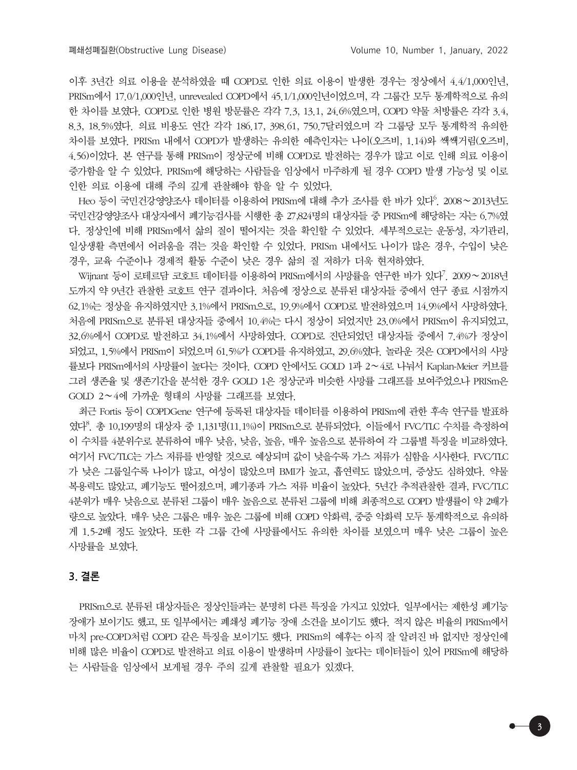이후 3년간 의료 이용을 분석하였을 때 COPD로 인한 의료 이용이 발생한 경우는 정상에서 4.4/1,000인년, PRISm에서 17.0/1,000인년, unrevealed COPD에서 45.1/1,000인년이었으며, 각 그룹간 모두 통계학적으로 유의한 차이를 보였다. COPD로 인한 병원 방문률은 각각 7.3, 13.1, 24.6%였으며, COPD 약물 처방률은 각각 3.4, 8.3, 18.5%였다. 의료 비용도 연간 각각 186.17, 398.61, 750.7달러였으며 각 그룹당 모두 통계학적 유의한 차이를 보였다. PRISm 내에서 COPD가 발생하는 유의한 예측인자는 나이(오즈비, 1.14)와 쌕쌕거림(오즈비, 4.56)이었다. 본 연구를 통해 PRISm이 정상군에 비해 COPD로 발전하는 경우가 많고 이로 인해 의료 이용이 증가함을 알 수 있었다. PRISm에 해당하는 사람들을 임상에서 마주하게 될 경우 COPD 발생 가능성 및 이로 인한 의료 이용에 대해 주의 깊게 관찰해야 함을 알 수 있었다.

Heo 등이 국민건강영양조사 데이터를 이용하여 PRISm에 대해 추가 조사를 한 바가 있다[6]. 2008～2013년도 국민건강영양조사 대상자에서 폐기능검사를 시행한 총 27,824명의 대상자들 중 PRISm에 해당하는 자는 6.7%였다. 정상인에 비해 PRISm에서 삶의 질이 떨어지는 것을 확인할 수 있었다. 세부적으로는 운동성, 자기관리, 일상생활 측면에서 어려움을 겪는 것을 확인할 수 있었다. PRISm 내에서도 나이가 많은 경우, 수입이 낮은 경우, 교육 수준이나 경제적 활동 수준이 낮은 경우 삶의 질 저하가 더욱 현저하였다.

Wijnant 등이 로테르담 코호트 데이터를 이용하여 PRISm에서의 사망률을 연구한 바가 있다[7]. 2009～2018년도까지 약 9년간 관찰한 코호트 연구 결과이다. 처음에 정상으로 분류된 대상자들 중에서 연구 종료 시점까지 62.1%는 정상을 유지하였지만 3.1%에서 PRISm으로, 19.9%에서 COPD로 발전하였으며 14.9%에서 사망하였다. 처음에 PRISm으로 분류된 대상자들 중에서 10.4%는 다시 정상이 되었지만 23.0%에서 PRISm이 유지되었고, 32.6%에서 COPD로 발전하고 34.1%에서 사망하였다. COPD로 진단되었던 대상자들 중에서 7.4%가 정상이 되었고, 1.5%에서 PRISm이 되었으며 61.5%가 COPD를 유지하였고, 29.6%였다. 놀라운 것은 COPD에서의 사망률보다 PRISm에서의 사망률이 높다는 것이다. COPD 안에서도 GOLD 1과 2～4로 나눠서 Kaplan-Meier 커브를 그려 생존율 및 생존기간을 분석한 경우 GOLD 1은 정상군과 비슷한 사망률 그래프를 보여주었으나 PRISm은 GOLD 2～4에 가까운 형태의 사망률 그래프를 보였다.

최근 Fortis 등이 COPDGene 연구에 등록된 대상자들 데이터를 이용하여 PRISm에 관한 후속 연구를 발표하였다[8]. 총 10,199명의 대상자 중 1,131명(11.1%)이 PRISm으로 분류되었다. 이들에서 FVC/TLC 수치를 측정하여 이 수치를 4분위수로 분류하여 매우 낮음, 낮음, 높음, 매우 높음으로 분류하여 각 그룹별 특징을 비교하였다. 여기서 FVC/TLC는 가스 저류를 반영할 것으로 예상되며 값이 낮을수록 가스 저류가 심함을 시사한다. FVC/TLC가 낮은 그룹일수록 나이가 많고, 여성이 많았으며 BMI가 높고, 흡연력도 많았으며, 증상도 심하였다. 약물 복용력도 많았고, 폐기능도 떨어졌으며, 폐기종과 가스 저류 비율이 높았다. 5년간 추적관찰한 결과, FVC/TLC 4분위가 매우 낮음으로 분류된 그룹이 매우 높음으로 분류된 그룹에 비해 최종적으로 COPD 발생률이 약 2배가량으로 높았다. 매우 낮은 그룹은 매우 높은 그룹에 비해 COPD 악화력, 중증 악화력 모두 통계학적으로 유의하게 1.5-2배 정도 높았다. 또한 각 그룹 간에 사망률에서도 유의한 차이를 보였으며 매우 낮은 그룹이 높은 사망률을 보였다.

## 3. 결론

PRISm으로 분류된 대상자들은 정상인들과는 분명히 다른 특징을 가지고 있었다. 일부에서는 제한성 폐기능 장애가 보이기도 했고, 또 일부에서는 폐쇄성 폐기능 장애 소견을 보이기도 했다. 적지 않은 비율의 PRISm에서 마치 pre-COPD처럼 COPD 같은 특징을 보이기도 했다. PRISm의 예후는 아직 잘 알려진 바 없지만 정상인에 비해 많은 비율이 COPD로 발전하고 의료 이용이 발생하며 사망률이 높다는 데이터들이 있어 PRISm에 해당하는 사람들을 임상에서 보게될 경우 주의 깊게 관찰할 필요가 있겠다.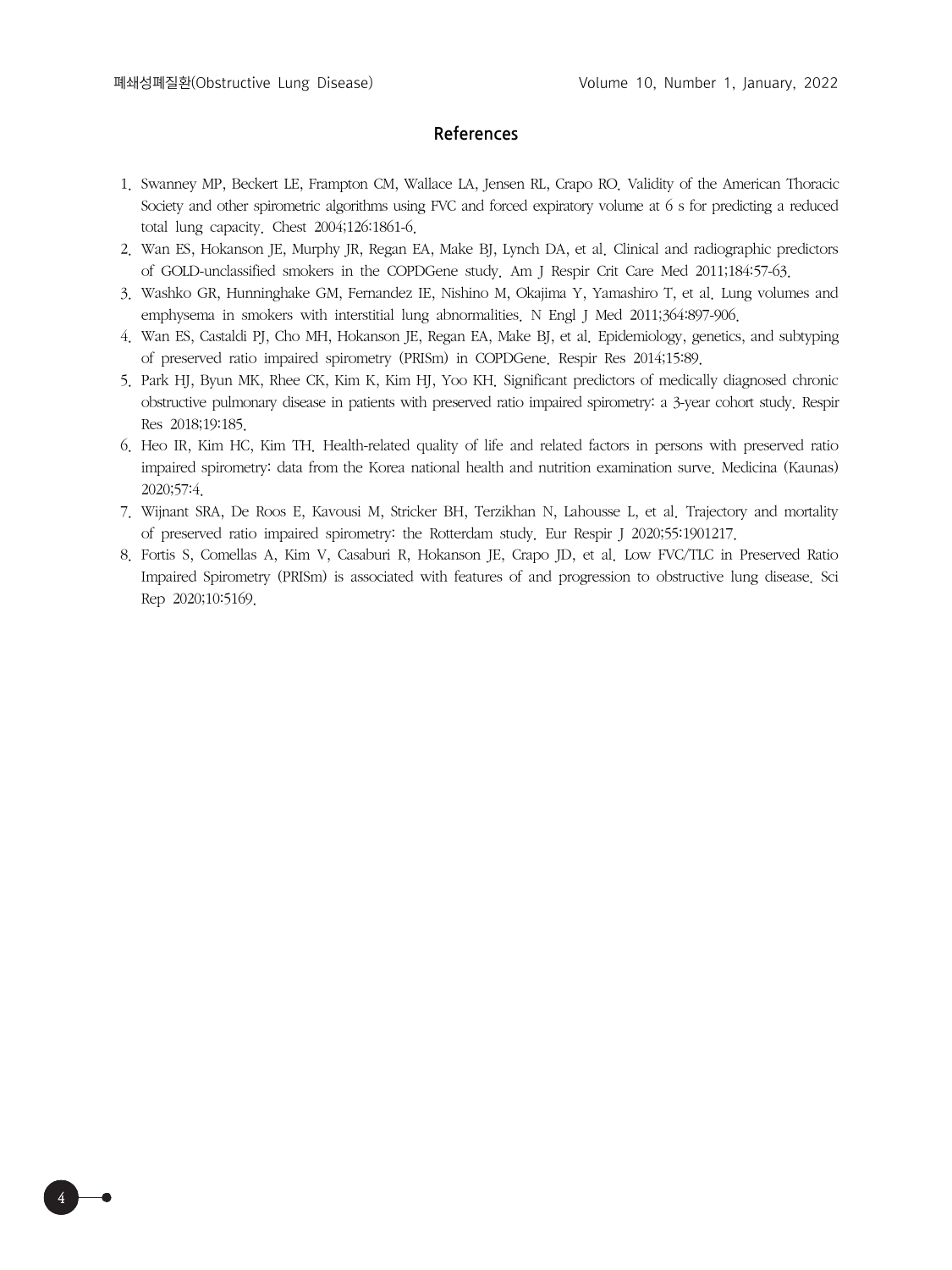## References

1. Swanney MP, Beckert LE, Frampton CM, Wallace LA, Jensen RL, Crapo RO. Validity of the American Thoracic Society and other spirometric algorithms using FVC and forced expiratory volume at 6 s for predicting a reduced total lung capacity. Chest 2004;126:1861-6.
2. Wan ES, Hokanson JE, Murphy JR, Regan EA, Make BJ, Lynch DA, et al. Clinical and radiographic predictors of GOLD-unclassified smokers in the COPDGene study. Am J Respir Crit Care Med 2011;184:57-63.
3. Washko GR, Hunninghake GM, Fernandez IE, Nishino M, Okajima Y, Yamashiro T, et al. Lung volumes and emphysema in smokers with interstitial lung abnormalities. N Engl J Med 2011;364:897-906.
4. Wan ES, Castaldi PJ, Cho MH, Hokanson JE, Regan EA, Make BJ, et al. Epidemiology, genetics, and subtyping of preserved ratio impaired spirometry (PRISm) in COPDGene. Respir Res 2014;15:89.
5. Park HJ, Byun MK, Rhee CK, Kim K, Kim HJ, Yoo KH. Significant predictors of medically diagnosed chronic obstructive pulmonary disease in patients with preserved ratio impaired spirometry: a 3-year cohort study. Respir Res 2018;19:185.
6. Heo IR, Kim HC, Kim TH. Health-related quality of life and related factors in persons with preserved ratio impaired spirometry: data from the Korea national health and nutrition examination surve. Medicina (Kaunas) 2020;57:4.
7. Wijnant SRA, De Roos E, Kavousi M, Stricker BH, Terzikhan N, Lahousse L, et al. Trajectory and mortality of preserved ratio impaired spirometry: the Rotterdam study. Eur Respir J 2020;55:1901217.
8. Fortis S, Comellas A, Kim V, Casaburi R, Hokanson JE, Crapo JD, et al. Low FVC/TLC in Preserved Ratio Impaired Spirometry (PRISm) is associated with features of and progression to obstructive lung disease. Sci Rep 2020;10:5169.